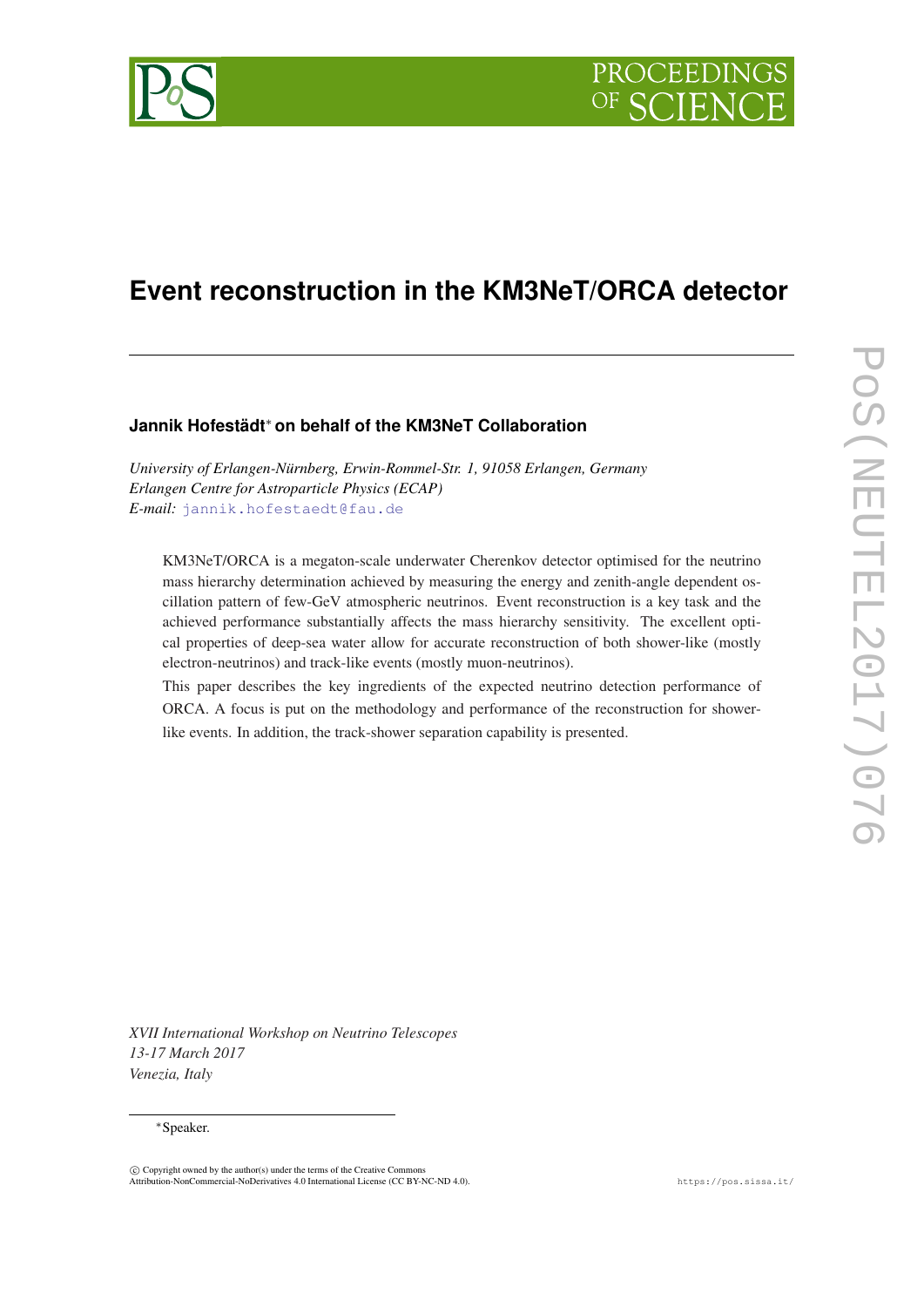# Event reconstruction in the KM3NeT/ORCA detector

**Jannik Hofestädt*** **on behalf of the KM3NeT Collaboration**

*University of Erlangen-Nürnberg, Erwin-Rommel-Str. 1, 91058 Erlangen, Germany*
*Erlangen Centre for Astroparticle Physics (ECAP)*
*E-mail:* jannik.hofestaedt@fau.de

KM3NeT/ORCA is a megaton-scale underwater Cherenkov detector optimised for the neutrino mass hierarchy determination achieved by measuring the energy and zenith-angle dependent oscillation pattern of few-GeV atmospheric neutrinos. Event reconstruction is a key task and the achieved performance substantially affects the mass hierarchy sensitivity. The excellent optical properties of deep-sea water allow for accurate reconstruction of both shower-like (mostly electron-neutrinos) and track-like events (mostly muon-neutrinos).

This paper describes the key ingredients of the expected neutrino detection performance of ORCA. A focus is put on the methodology and performance of the reconstruction for shower-like events. In addition, the track-shower separation capability is presented.

*XVII International Workshop on Neutrino Telescopes*
*13-17 March 2017*
*Venezia, Italy*

*Speaker.

© Copyright owned by the author(s) under the terms of the Creative Commons Attribution-NonCommercial-NoDerivatives 4.0 International License (CC BY-NC-ND 4.0).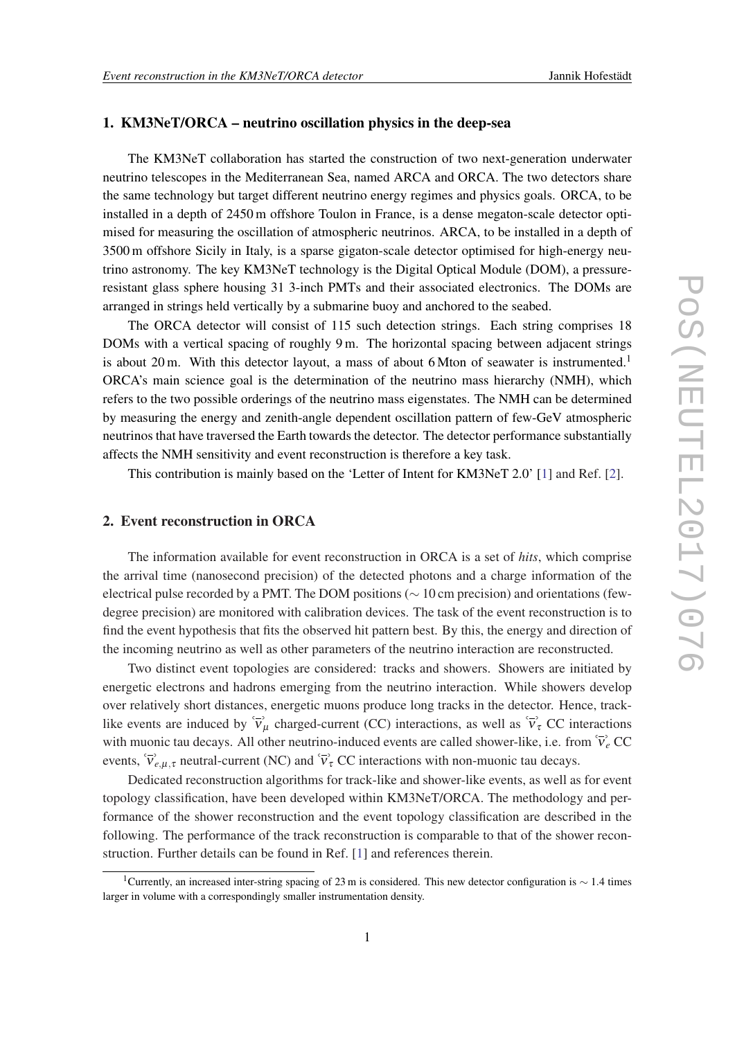## 1. KM3NeT/ORCA – neutrino oscillation physics in the deep-sea

The KM3NeT collaboration has started the construction of two next-generation underwater neutrino telescopes in the Mediterranean Sea, named ARCA and ORCA. The two detectors share the same technology but target different neutrino energy regimes and physics goals. ORCA, to be installed in a depth of 2450 m offshore Toulon in France, is a dense megaton-scale detector optimised for measuring the oscillation of atmospheric neutrinos. ARCA, to be installed in a depth of 3500 m offshore Sicily in Italy, is a sparse gigaton-scale detector optimised for high-energy neutrino astronomy. The key KM3NeT technology is the Digital Optical Module (DOM), a pressure-resistant glass sphere housing 31 3-inch PMTs and their associated electronics. The DOMs are arranged in strings held vertically by a submarine buoy and anchored to the seabed.

The ORCA detector will consist of 115 such detection strings. Each string comprises 18 DOMs with a vertical spacing of roughly 9 m. The horizontal spacing between adjacent strings is about 20 m. With this detector layout, a mass of about 6 Mton of seawater is instrumented.[1] ORCA's main science goal is the determination of the neutrino mass hierarchy (NMH), which refers to the two possible orderings of the neutrino mass eigenstates. The NMH can be determined by measuring the energy and zenith-angle dependent oscillation pattern of few-GeV atmospheric neutrinos that have traversed the Earth towards the detector. The detector performance substantially affects the NMH sensitivity and event reconstruction is therefore a key task.

This contribution is mainly based on the 'Letter of Intent for KM3NeT 2.0' [1] and Ref. [2].

## 2. Event reconstruction in ORCA

The information available for event reconstruction in ORCA is a set of *hits*, which comprise the arrival time (nanosecond precision) of the detected photons and a charge information of the electrical pulse recorded by a PMT. The DOM positions ($\sim$ 10 cm precision) and orientations (few-degree precision) are monitored with calibration devices. The task of the event reconstruction is to find the event hypothesis that fits the observed hit pattern best. By this, the energy and direction of the incoming neutrino as well as other parameters of the neutrino interaction are reconstructed.

Two distinct event topologies are considered: tracks and showers. Showers are initiated by energetic electrons and hadrons emerging from the neutrino interaction. While showers develop over relatively short distances, energetic muons produce long tracks in the detector. Hence, track-like events are induced by $\overset{(-)}{\nu}_\mu$ charged-current (CC) interactions, as well as $\overset{(-)}{\nu}_\tau$ CC interactions with muonic tau decays. All other neutrino-induced events are called shower-like, i.e. from $\overset{(-)}{\nu}_e$ CC events, $\overset{(-)}{\nu}_{e,\mu,\tau}$ neutral-current (NC) and $\overset{(-)}{\nu}_\tau$ CC interactions with non-muonic tau decays.

Dedicated reconstruction algorithms for track-like and shower-like events, as well as for event topology classification, have been developed within KM3NeT/ORCA. The methodology and performance of the shower reconstruction and the event topology classification are described in the following. The performance of the track reconstruction is comparable to that of the shower reconstruction. Further details can be found in Ref. [1] and references therein.

[1] Currently, an increased inter-string spacing of 23 m is considered. This new detector configuration is $\sim$ 1.4 times larger in volume with a correspondingly smaller instrumentation density.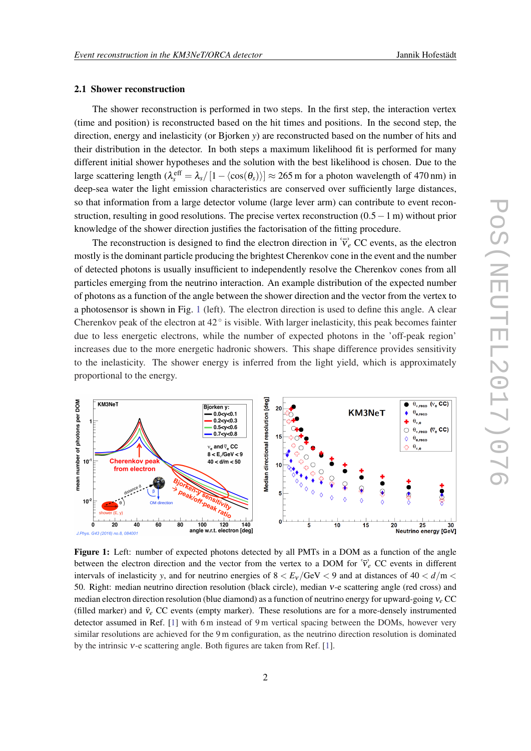### 2.1 Shower reconstruction

The shower reconstruction is performed in two steps. In the first step, the interaction vertex (time and position) is reconstructed based on the hit times and positions. In the second step, the direction, energy and inelasticity (or Bjorken $y$) are reconstructed based on the number of hits and their distribution in the detector. In both steps a maximum likelihood fit is performed for many different initial shower hypotheses and the solution with the best likelihood is chosen. Due to the large scattering length ($\lambda_s^{\mathrm{eff}} = \lambda_s / [1 - \langle\cos(\theta_s)\rangle] \approx 265\,\mathrm{m}$ for a photon wavelength of 470 nm) in deep-sea water the light emission characteristics are conserved over sufficiently large distances, so that information from a large detector volume (large lever arm) can contribute to event reconstruction, resulting in good resolutions. The precise vertex reconstruction ($0.5 - 1$ m) without prior knowledge of the shower direction justifies the factorisation of the fitting procedure.

The reconstruction is designed to find the electron direction in $\overset{(-)}{\nu}_e$ CC events, as the electron mostly is the dominant particle producing the brightest Cherenkov cone in the event and the number of detected photons is usually insufficient to independently resolve the Cherenkov cones from all particles emerging from the neutrino interaction. An example distribution of the expected number of photons as a function of the angle between the shower direction and the vector from the vertex to a photosensor is shown in Fig. 1 (left). The electron direction is used to define this angle. A clear Cherenkov peak of the electron at 42° is visible. With larger inelasticity, this peak becomes fainter due to less energetic electrons, while the number of expected photons in the 'off-peak region' increases due to the more energetic hadronic showers. This shape difference provides sensitivity to the inelasticity. The shower energy is inferred from the light yield, which is approximately proportional to the energy.

**Figure 1:** Left: number of expected photons detected by all PMTs in a DOM as a function of the angle between the electron direction and the vector from the vertex to a DOM for $\overset{(-)}{\nu}_e$ CC events in different intervals of inelasticity $y$, and for neutrino energies of $8 < E_\nu/\mathrm{GeV} < 9$ and at distances of $40 < d/\mathrm{m} < 50$. Right: median neutrino direction resolution (black circle), median $\nu$-e scattering angle (red cross) and median electron direction resolution (blue diamond) as a function of neutrino energy for upward-going $\nu_e$ CC (filled marker) and $\bar{\nu}_e$ CC events (empty marker). These resolutions are for a more-densely instrumented detector assumed in Ref. [1] with 6 m instead of 9 m vertical spacing between the DOMs, however very similar resolutions are achieved for the 9 m configuration, as the neutrino direction resolution is dominated by the intrinsic $\nu$-e scattering angle. Both figures are taken from Ref. [1].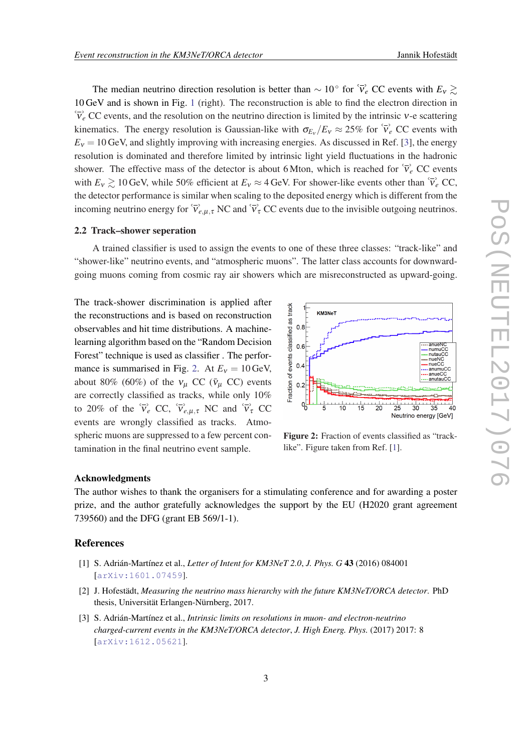The median neutrino direction resolution is better than $\sim 10^\circ$ for $\overset{(-)}{\nu}_e$ CC events with $E_\nu \gtrsim$ 10 GeV and is shown in Fig. 1 (right). The reconstruction is able to find the electron direction in $\overset{(-)}{\nu}_e$ CC events, and the resolution on the neutrino direction is limited by the intrinsic $\nu$-e scattering kinematics. The energy resolution is Gaussian-like with $\sigma_{E_\nu}/E_\nu \approx 25\%$ for $\overset{(-)}{\nu}_e$ CC events with $E_\nu = 10$ GeV, and slightly improving with increasing energies. As discussed in Ref. [3], the energy resolution is dominated and therefore limited by intrinsic light yield fluctuations in the hadronic shower. The effective mass of the detector is about 6 Mton, which is reached for $\overset{(-)}{\nu}_e$ CC events with $E_\nu \gtrsim 10$ GeV, while 50% efficient at $E_\nu \approx 4$ GeV. For shower-like events other than $\overset{(-)}{\nu}_e$ CC, the detector performance is similar when scaling to the deposited energy which is different from the incoming neutrino energy for $\overset{(-)}{\nu}_{e,\mu,\tau}$ NC and $\overset{(-)}{\nu}_\tau$ CC events due to the invisible outgoing neutrinos.

## 2.2 Track–shower seperation

A trained classifier is used to assign the events to one of these three classes: "track-like" and "shower-like" neutrino events, and "atmospheric muons". The latter class accounts for downward-going muons coming from cosmic ray air showers which are misreconstructed as upward-going.

The track-shower discrimination is applied after the reconstructions and is based on reconstruction observables and hit time distributions. A machine-learning algorithm based on the "Random Decision Forest" technique is used as classifier . The performance is summarised in Fig. 2. At $E_\nu = 10$ GeV, about 80% (60%) of the $\nu_\mu$ CC ($\bar{\nu}_\mu$ CC) events are correctly classified as tracks, while only 10% to 20% of the $\overset{(-)}{\nu}_e$ CC, $\overset{(-)}{\nu}_{e,\mu,\tau}$ NC and $\overset{(-)}{\nu}_\tau$ CC events are wrongly classified as tracks. Atmospheric muons are suppressed to a few percent contamination in the final neutrino event sample.

KM3NeT
Fraction of events classified as track
Neutrino energy [GeV]
anueNC, numuCC, nutauCC, nueNC, nueCC, anumuCC, anueCC, anutauCC

**Figure 2:** Fraction of events classified as "track-like". Figure taken from Ref. [1].

### Acknowledgments

The author wishes to thank the organisers for a stimulating conference and for awarding a poster prize, and the author gratefully acknowledges the support by the EU (H2020 grant agreement 739560) and the DFG (grant EB 569/1-1).

## References

[1] S. Adrián-Martínez et al., *Letter of Intent for KM3NeT 2.0*, *J. Phys. G* **43** (2016) 084001 [arXiv:1601.07459].

[2] J. Hofestädt, *Measuring the neutrino mass hierarchy with the future KM3NeT/ORCA detector*. PhD thesis, Universität Erlangen-Nürnberg, 2017.

[3] S. Adrián-Martínez et al., *Intrinsic limits on resolutions in muon- and electron-neutrino charged-current events in the KM3NeT/ORCA detector*, *J. High Energ. Phys.* (2017) 2017: 8 [arXiv:1612.05621].